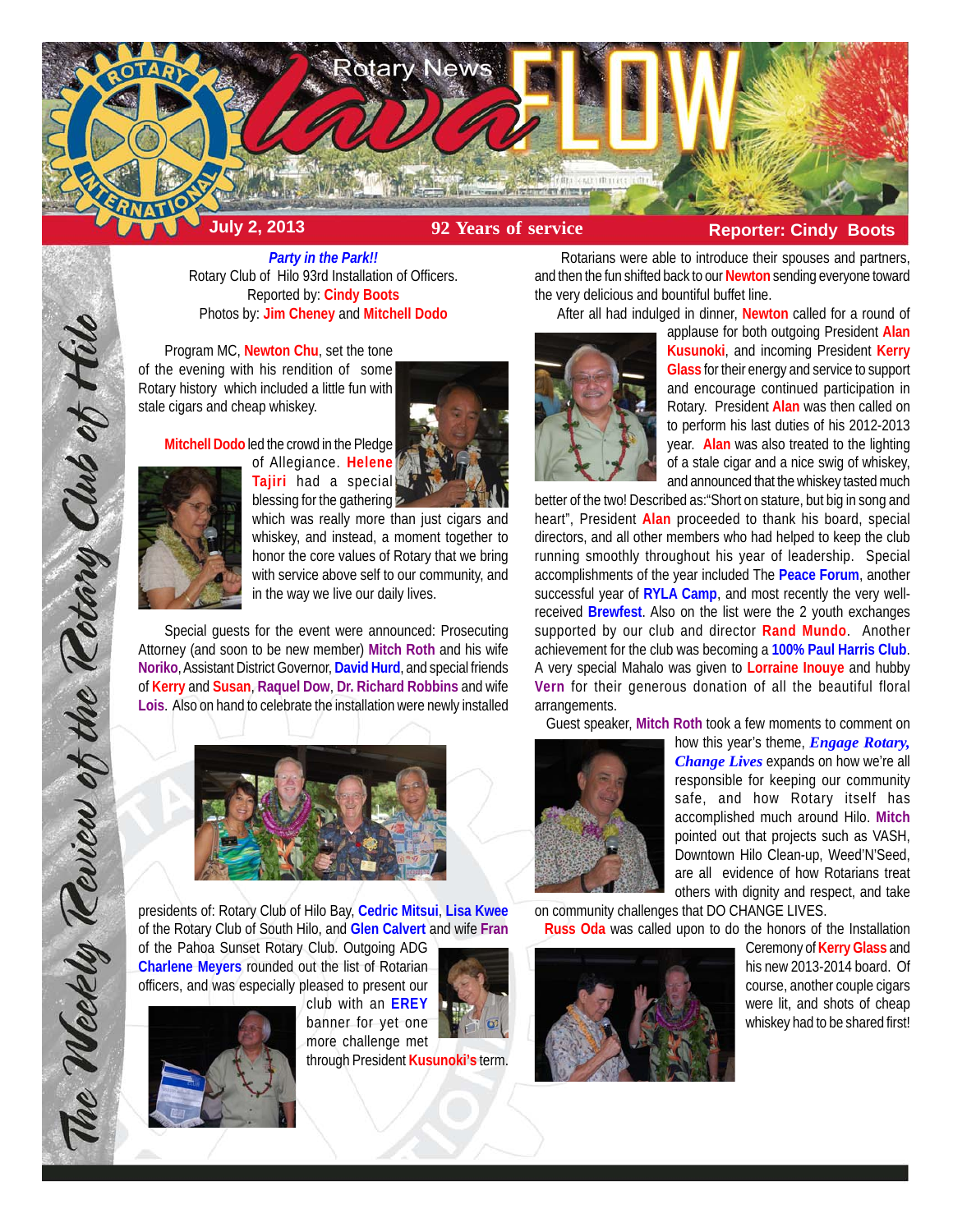# Rotary News Lava FLOW

**July 2, 2013** | **92 Years of service** | **Reporter: Cindy Boots**

***Party in the Park!!***

Rotary Club of Hilo 93rd Installation of Officers.
Reported by: **Cindy Boots**
Photos by: **Jim Cheney** and **Mitchell Dodo**

Program MC, **Newton Chu**, set the tone of the evening with his rendition of some Rotary history which included a little fun with stale cigars and cheap whiskey.

**Mitchell Dodo** led the crowd in the Pledge of Allegiance. **Helene Tajiri** had a special blessing for the gathering which was really more than just cigars and whiskey, and instead, a moment together to honor the core values of Rotary that we bring with service above self to our community, and in the way we live our daily lives.

Special guests for the event were announced: Prosecuting Attorney (and soon to be new member) **Mitch Roth** and his wife **Noriko**, Assistant District Governor, **David Hurd**, and special friends of **Kerry** and **Susan**, **Raquel Dow**, **Dr. Richard Robbins** and wife **Lois**. Also on hand to celebrate the installation were newly installed presidents of: Rotary Club of Hilo Bay, **Cedric Mitsui**, **Lisa Kwee** of the Rotary Club of South Hilo, and **Glen Calvert** and wife **Fran** of the Pahoa Sunset Rotary Club. Outgoing ADG **Charlene Meyers** rounded out the list of Rotarian officers, and was especially pleased to present our club with an **EREY** banner for yet one more challenge met through President **Kusunoki's** term.

Rotarians were able to introduce their spouses and partners, and then the fun shifted back to our **Newton** sending everyone toward the very delicious and bountiful buffet line.

After all had indulged in dinner, **Newton** called for a round of applause for both outgoing President **Alan Kusunoki**, and incoming President **Kerry Glass** for their energy and service to support and encourage continued participation in Rotary. President **Alan** was then called on to perform his last duties of his 2012-2013 year. **Alan** was also treated to the lighting of a stale cigar and a nice swig of whiskey, and announced that the whiskey tasted much better of the two! Described as:"Short on stature, but big in song and heart", President **Alan** proceeded to thank his board, special directors, and all other members who had helped to keep the club running smoothly throughout his year of leadership. Special accomplishments of the year included The **Peace Forum**, another successful year of **RYLA Camp**, and most recently the very well-received **Brewfest**. Also on the list were the 2 youth exchanges supported by our club and director **Rand Mundo**. Another achievement for the club was becoming a **100% Paul Harris Club**. A very special Mahalo was given to **Lorraine Inouye** and hubby **Vern** for their generous donation of all the beautiful floral arrangements.

Guest speaker, **Mitch Roth** took a few moments to comment on how this year's theme, ***Engage Rotary, Change Lives*** expands on how we're all responsible for keeping our community safe, and how Rotary itself has accomplished much around Hilo. **Mitch** pointed out that projects such as VASH, Downtown Hilo Clean-up, Weed'N'Seed, are all evidence of how Rotarians treat others with dignity and respect, and take on community challenges that DO CHANGE LIVES.

**Russ Oda** was called upon to do the honors of the Installation Ceremony of **Kerry Glass** and his new 2013-2014 board. Of course, another couple cigars were lit, and shots of cheap whiskey had to be shared first!

*The Weekly Review of the Rotary Club of Hilo*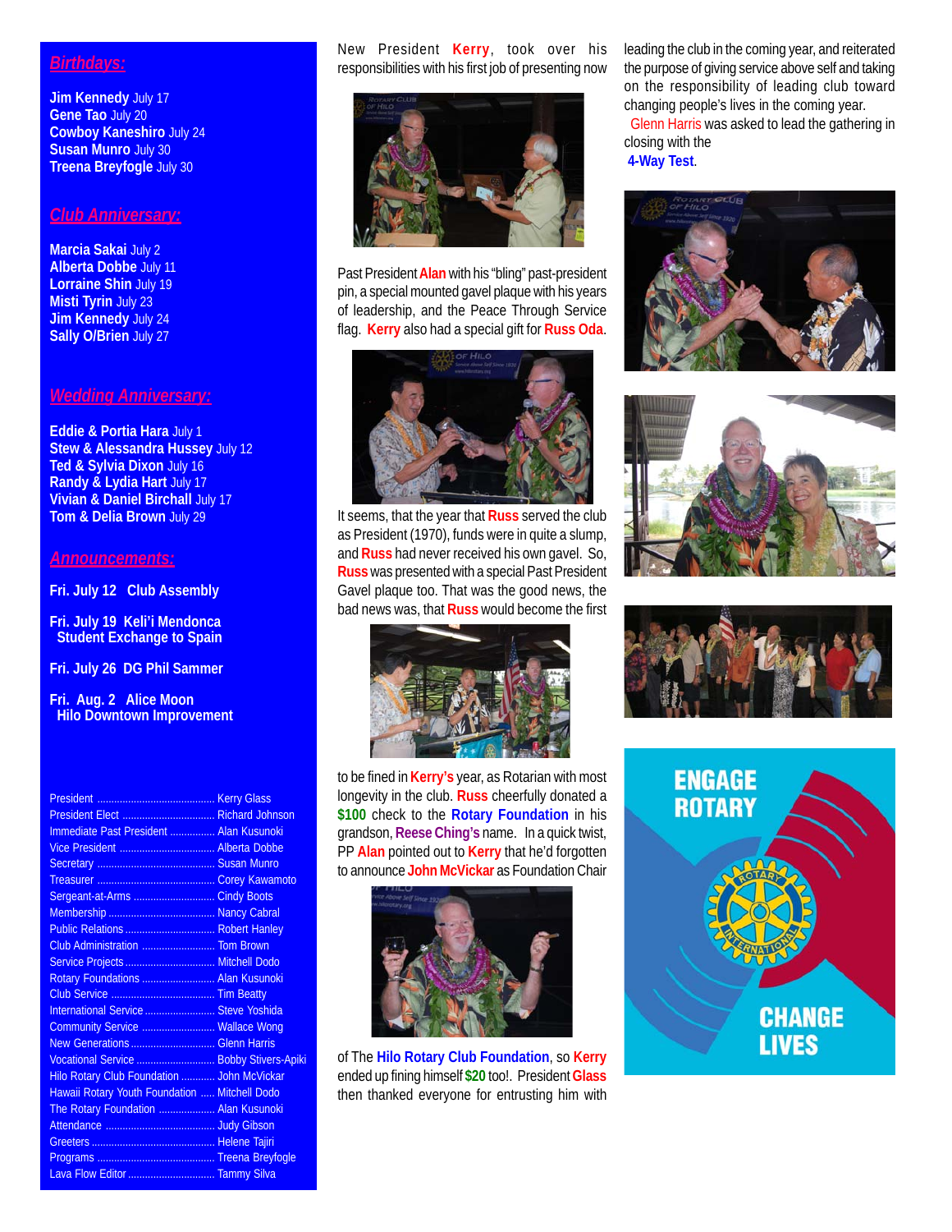## Birthdays:

**Jim Kennedy** July 17
**Gene Tao** July 20
**Cowboy Kaneshiro** July 24
**Susan Munro** July 30
**Treena Breyfogle** July 30

## Club Anniversary:

**Marcia Sakai** July 2
**Alberta Dobbe** July 11
**Lorraine Shin** July 19
**Misti Tyrin** July 23
**Jim Kennedy** July 24
**Sally O/Brien** July 27

## Wedding Anniversary:

**Eddie & Portia Hara** July 1
**Stew & Alessandra Hussey** July 12
**Ted & Sylvia Dixon** July 16
**Randy & Lydia Hart** July 17
**Vivian & Daniel Birchall** July 17
**Tom & Delia Brown** July 29

## Announcements:

**Fri. July 12 Club Assembly**

**Fri. July 19 Keli'i Mendonca Student Exchange to Spain**

**Fri. July 26 DG Phil Sammer**

**Fri. Aug. 2 Alice Moon Hilo Downtown Improvement**

| | |
|---|---|
| President | Kerry Glass |
| President Elect | Richard Johnson |
| Immediate Past President | Alan Kusunoki |
| Vice President | Alberta Dobbe |
| Secretary | Susan Munro |
| Treasurer | Corey Kawamoto |
| Sergeant-at-Arms | Cindy Boots |
| Membership | Nancy Cabral |
| Public Relations | Robert Hanley |
| Club Administration | Tom Brown |
| Service Projects | Mitchell Dodo |
| Rotary Foundations | Alan Kusunoki |
| Club Service | Tim Beatty |
| International Service | Steve Yoshida |
| Community Service | Wallace Wong |
| New Generations | Glenn Harris |
| Vocational Service | Bobby Stivers-Apiki |
| Hilo Rotary Club Foundation | John McVickar |
| Hawaii Rotary Youth Foundation | Mitchell Dodo |
| The Rotary Foundation | Alan Kusunoki |
| Attendance | Judy Gibson |
| Greeters | Helene Tajiri |
| Programs | Treena Breyfogle |
| Lava Flow Editor | Tammy Silva |

New President **Kerry**, took over his responsibilities with his first job of presenting now Past President **Alan** with his "bling" past-president pin, a special mounted gavel plaque with his years of leadership, and the Peace Through Service flag. **Kerry** also had a special gift for **Russ Oda**.

It seems, that the year that **Russ** served the club as President (1970), funds were in quite a slump, and **Russ** had never received his own gavel. So, **Russ** was presented with a special Past President Gavel plaque too. That was the good news, the bad news was, that **Russ** would become the first to be fined in **Kerry's** year, as Rotarian with most longevity in the club. **Russ** cheerfully donated a **$100** check to the **Rotary Foundation** in his grandson, **Reese Ching's** name. In a quick twist, PP **Alan** pointed out to **Kerry** that he'd forgotten to announce **John McVickar** as Foundation Chair of the **Hilo Rotary Club Foundation**, so **Kerry** ended up fining himself **$20** too!. President **Glass** then thanked everyone for entrusting him with leading the club in the coming year, and reiterated the purpose of giving service above self and taking on the responsibility of leading club toward changing people's lives in the coming year.

Glenn Harris was asked to lead the gathering in closing with the **4-Way Test**.

ENGAGE ROTARY CHANGE LIVES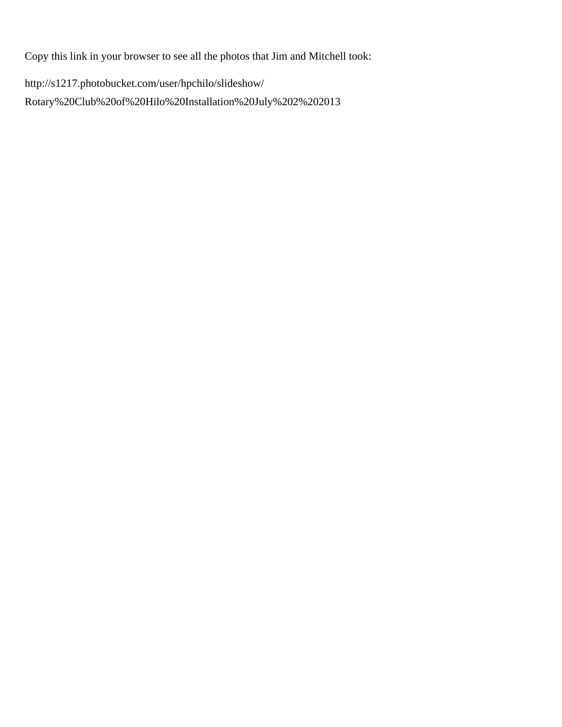Copy this link in your browser to see all the photos that Jim and Mitchell took:

http://s1217.photobucket.com/user/hpchilo/slideshow/
Rotary%20Club%20of%20Hilo%20Installation%20July%202%202013